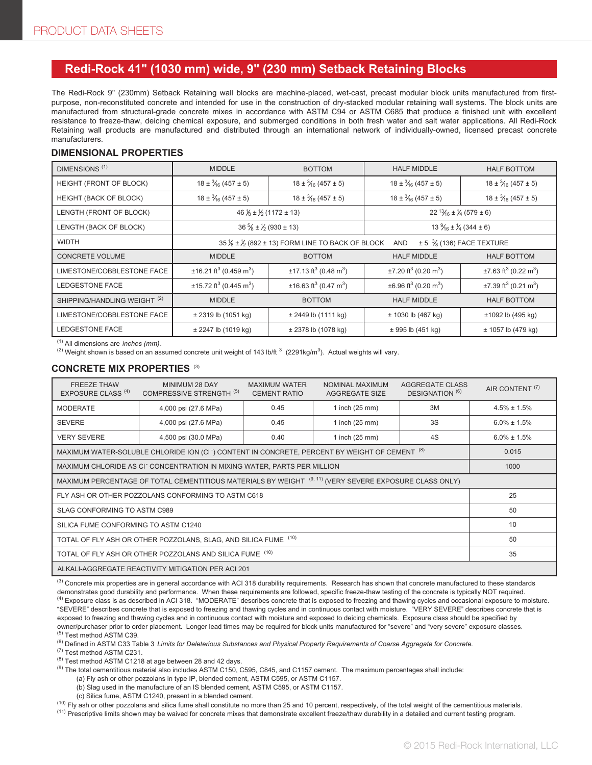PRODUCT DATA SHEETS

# Redi-Rock 41" (1030 mm) wide, 9" (230 mm) Setback Retaining Blocks

The Redi-Rock 9" (230mm) Setback Retaining wall blocks are machine-placed, wet-cast, precast modular block units manufactured from first-purpose, non-reconstituted concrete and intended for use in the construction of dry-stacked modular retaining wall systems. The block units are manufactured from structural-grade concrete mixes in accordance with ASTM C94 or ASTM C685 that produce a finished unit with excellent resistance to freeze-thaw, deicing chemical exposure, and submerged conditions in both fresh water and salt water applications. All Redi-Rock Retaining wall products are manufactured and distributed through an international network of individually-owned, licensed precast concrete manufacturers.

## DIMENSIONAL PROPERTIES

| DIMENSIONS [1] | MIDDLE | BOTTOM | HALF MIDDLE | HALF BOTTOM |
|---|---|---|---|---|
| HEIGHT (FRONT OF BLOCK) | 18 ± 3/16 (457 ± 5) | 18 ± 3/16 (457 ± 5) | 18 ± 3/16 (457 ± 5) | 18 ± 3/16 (457 ± 5) |
| HEIGHT (BACK OF BLOCK) | 18 ± 3/16 (457 ± 5) | 18 ± 3/16 (457 ± 5) | 18 ± 3/16 (457 ± 5) | 18 ± 3/16 (457 ± 5) |
| LENGTH (FRONT OF BLOCK) | 46 1/8 ± 1/2 (1172 ± 13) | | 22 13/16 ± 1/4 (579 ± 6) | |
| LENGTH (BACK OF BLOCK) | 36 5/8 ± 1/2 (930 ± 13) | | 13 9/16 ± 1/4 (344 ± 6) | |
| WIDTH | 35 1/8 ± 1/2 (892 ± 13) FORM LINE TO BACK OF BLOCK AND ± 5 3/8 (136) FACE TEXTURE | | | |
| CONCRETE VOLUME | MIDDLE | BOTTOM | HALF MIDDLE | HALF BOTTOM |
| LIMESTONE/COBBLESTONE FACE | ±16.21 ft$^3$ (0.459 m$^3$) | ±17.13 ft$^3$ (0.48 m$^3$) | ±7.20 ft$^3$ (0.20 m$^3$) | ±7.63 ft$^3$ (0.22 m$^3$) |
| LEDGESTONE FACE | ±15.72 ft$^3$ (0.445 m$^3$) | ±16.63 ft$^3$ (0.47 m$^3$) | ±6.96 ft$^3$ (0.20 m$^3$) | ±7.39 ft$^3$ (0.21 m$^3$) |
| SHIPPING/HANDLING WEIGHT [2] | MIDDLE | BOTTOM | HALF MIDDLE | HALF BOTTOM |
| LIMESTONE/COBBLESTONE FACE | ± 2319 lb (1051 kg) | ± 2449 lb (1111 kg) | ± 1030 lb (467 kg) | ±1092 lb (495 kg) |
| LEDGESTONE FACE | ± 2247 lb (1019 kg) | ± 2378 lb (1078 kg) | ± 995 lb (451 kg) | ± 1057 lb (479 kg) |

[1] All dimensions are *inches (mm)*.
[2] Weight shown is based on an assumed concrete unit weight of 143 lb/ft$^3$ (2291kg/m$^3$). Actual weights will vary.

## CONCRETE MIX PROPERTIES [3]

| FREEZE THAW EXPOSURE CLASS [4] | MINIMUM 28 DAY COMPRESSIVE STRENGTH [5] | MAXIMUM WATER CEMENT RATIO | NOMINAL MAXIMUM AGGREGATE SIZE | AGGREGATE CLASS DESIGNATION [6] | AIR CONTENT [7] |
|---|---|---|---|---|---|
| MODERATE | 4,000 psi (27.6 MPa) | 0.45 | 1 inch (25 mm) | 3M | 4.5% ± 1.5% |
| SEVERE | 4,000 psi (27.6 MPa) | 0.45 | 1 inch (25 mm) | 3S | 6.0% ± 1.5% |
| VERY SEVERE | 4,500 psi (30.0 MPa) | 0.40 | 1 inch (25 mm) | 4S | 6.0% ± 1.5% |
| MAXIMUM WATER-SOLUBLE CHLORIDE ION ($Cl^-$) CONTENT IN CONCRETE, PERCENT BY WEIGHT OF CEMENT [8] | | | | | 0.015 |
| MAXIMUM CHLORIDE AS $Cl^-$ CONCENTRATION IN MIXING WATER, PARTS PER MILLION | | | | | 1000 |
| MAXIMUM PERCENTAGE OF TOTAL CEMENTITIOUS MATERIALS BY WEIGHT [9, 11] (VERY SEVERE EXPOSURE CLASS ONLY) | | | | | |
| FLY ASH OR OTHER POZZOLANS CONFORMING TO ASTM C618 | | | | | 25 |
| SLAG CONFORMING TO ASTM C989 | | | | | 50 |
| SILICA FUME CONFORMING TO ASTM C1240 | | | | | 10 |
| TOTAL OF FLY ASH OR OTHER POZZOLANS, SLAG, AND SILICA FUME [10] | | | | | 50 |
| TOTAL OF FLY ASH OR OTHER POZZOLANS AND SILICA FUME [10] | | | | | 35 |
| ALKALI-AGGREGATE REACTIVITY MITIGATION PER ACI 201 | | | | | |

[3] Concrete mix properties are in general accordance with ACI 318 durability requirements. Research has shown that concrete manufactured to these standards demonstrates good durability and performance. When these requirements are followed, specific freeze-thaw testing of the concrete is typically NOT required.
[4] Exposure class is as described in ACI 318. "MODERATE" describes concrete that is exposed to freezing and thawing cycles and occasional exposure to moisture. "SEVERE" describes concrete that is exposed to freezing and thawing cycles and in continuous contact with moisture. "VERY SEVERE" describes concrete that is exposed to freezing and thawing cycles and in continuous contact with moisture and exposed to deicing chemicals. Exposure class should be specified by owner/purchaser prior to order placement. Longer lead times may be required for block units manufactured for "severe" and "very severe" exposure classes.
[5] Test method ASTM C39.
[6] Defined in ASTM C33 Table 3 *Limits for Deleterious Substances and Physical Property Requirements of Coarse Aggregate for Concrete.*
[7] Test method ASTM C231.
[8] Test method ASTM C1218 at age between 28 and 42 days.
[9] The total cementitious material also includes ASTM C150, C595, C845, and C1157 cement. The maximum percentages shall include:
  (a) Fly ash or other pozzolans in type IP, blended cement, ASTM C595, or ASTM C1157.
  (b) Slag used in the manufacture of an IS blended cement, ASTM C595, or ASTM C1157.
  (c) Silica fume, ASTM C1240, present in a blended cement.
[10] Fly ash or other pozzolans and silica fume shall constitute no more than 25 and 10 percent, respectively, of the total weight of the cementitious materials.
[11] Prescriptive limits shown may be waived for concrete mixes that demonstrate excellent freeze/thaw durability in a detailed and current testing program.

© 2015 Redi-Rock International, LLC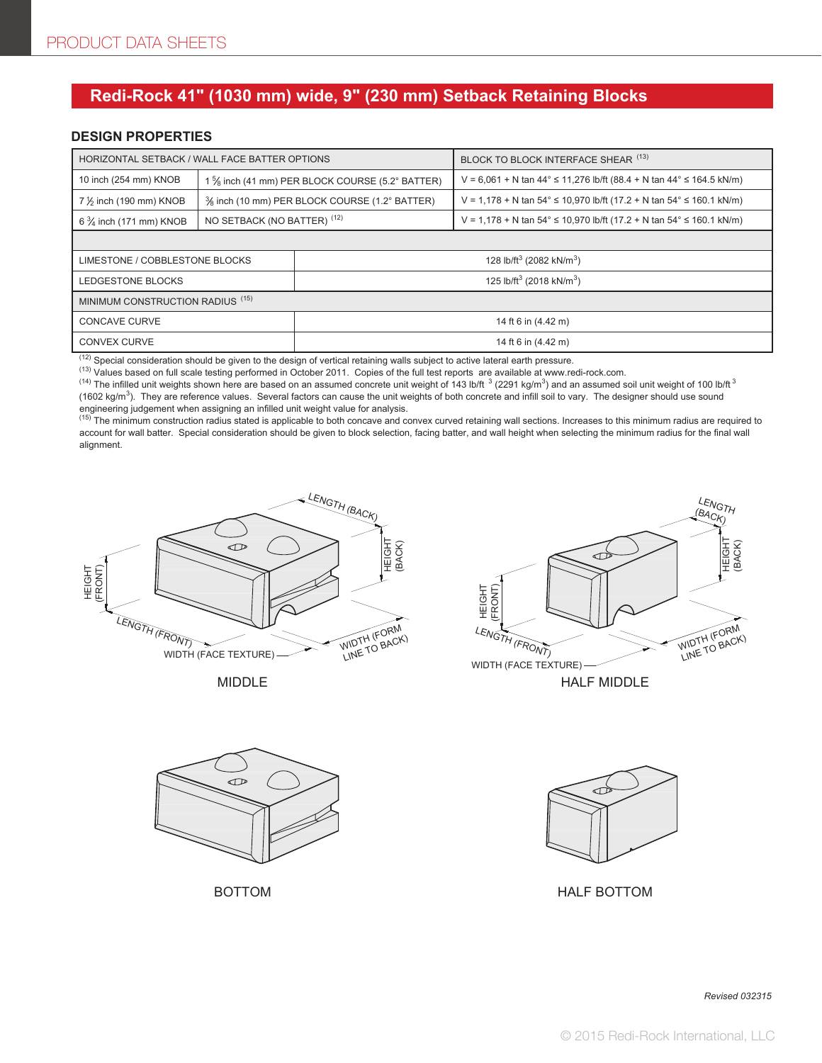## Redi-Rock 41" (1030 mm) wide, 9" (230 mm) Setback Retaining Blocks

### DESIGN PROPERTIES

| HORIZONTAL SETBACK / WALL FACE BATTER OPTIONS | | BLOCK TO BLOCK INTERFACE SHEAR [13] |
|---|---|---|
| 10 inch (254 mm) KNOB | 1 5⁄8 inch (41 mm) PER BLOCK COURSE (5.2° BATTER) | V = 6,061 + N tan 44° ≤ 11,276 lb/ft (88.4 + N tan 44° ≤ 164.5 kN/m) |
| 7 ½ inch (190 mm) KNOB | 3⁄8 inch (10 mm) PER BLOCK COURSE (1.2° BATTER) | V = 1,178 + N tan 54° ≤ 10,970 lb/ft (17.2 + N tan 54° ≤ 160.1 kN/m) |
| 6 ¾ inch (171 mm) KNOB | NO SETBACK (NO BATTER) [12] | V = 1,178 + N tan 54° ≤ 10,970 lb/ft (17.2 + N tan 54° ≤ 160.1 kN/m) |

| | |
|---|---|
| LIMESTONE / COBBLESTONE BLOCKS | 128 lb/ft$^3$ (2082 kN/m$^3$) |
| LEDGESTONE BLOCKS | 125 lb/ft$^3$ (2018 kN/m$^3$) |
| MINIMUM CONSTRUCTION RADIUS [15] | |
| CONCAVE CURVE | 14 ft 6 in (4.42 m) |
| CONVEX CURVE | 14 ft 6 in (4.42 m) |

[12] Special consideration should be given to the design of vertical retaining walls subject to active lateral earth pressure.
[13] Values based on full scale testing performed in October 2011. Copies of the full test reports are available at www.redi-rock.com.
[14] The infilled unit weights shown here are based on an assumed concrete unit weight of 143 lb/ft$^3$ (2291 kg/m$^3$) and an assumed soil unit weight of 100 lb/ft$^3$ (1602 kg/m$^3$). They are reference values. Several factors can cause the unit weights of both concrete and infill soil to vary. The designer should use sound engineering judgement when assigning an infilled unit weight value for analysis.
[15] The minimum construction radius stated is applicable to both concrete and convex curved retaining wall sections. Increases to this minimum radius are required to account for wall batter. Special consideration should be given to block selection, facing batter, and wall height when selecting the minimum radius for the final wall alignment.

LENGTH (BACK)
HEIGHT (BACK)
HEIGHT (FRONT)
LENGTH (FRONT)
WIDTH (FACE TEXTURE)
WIDTH (FORM LINE TO BACK)

MIDDLE

LENGTH (BACK)
HEIGHT (BACK)
HEIGHT (FRONT)
LENGTH (FRONT)
WIDTH (FACE TEXTURE)
WIDTH (FORM LINE TO BACK)

HALF MIDDLE

BOTTOM

HALF BOTTOM

*Revised 032315*